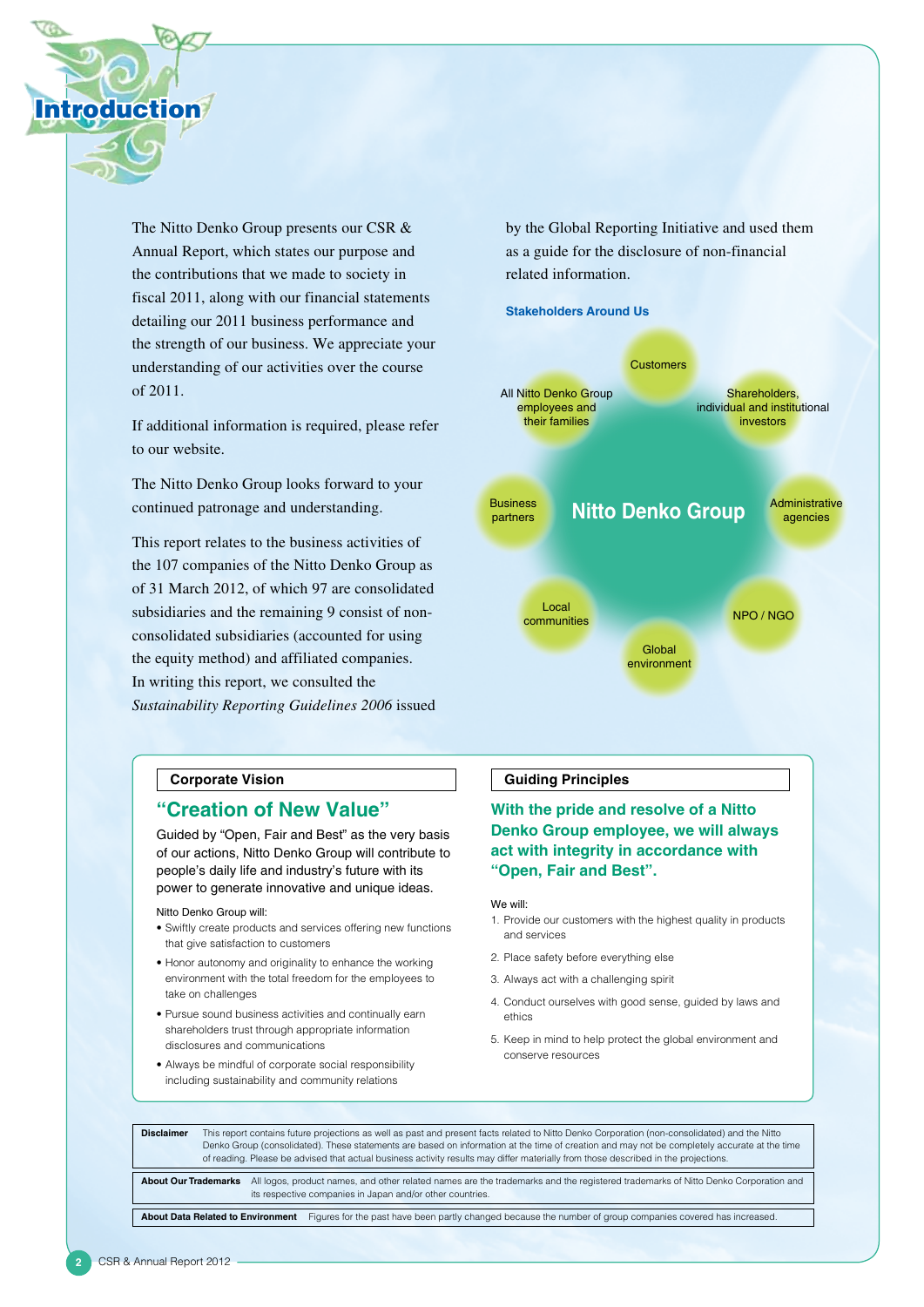# Introduction

The Nitto Denko Group presents our CSR & Annual Report, which states our purpose and the contributions that we made to society in fiscal 2011, along with our financial statements detailing our 2011 business performance and the strength of our business. We appreciate your understanding of our activities over the course of 2011.

If additional information is required, please refer to our website.

The Nitto Denko Group looks forward to your continued patronage and understanding.

This report relates to the business activities of the 107 companies of the Nitto Denko Group as of 31 March 2012, of which 97 are consolidated subsidiaries and the remaining 9 consist of non-consolidated subsidiaries (accounted for using the equity method) and affiliated companies. In writing this report, we consulted the *Sustainability Reporting Guidelines 2006* issued by the Global Reporting Initiative and used them as a guide for the disclosure of non-financial related information.

### Stakeholders Around Us

**Nitto Denko Group**

- Customers
- Shareholders, individual and institutional investors
- Administrative agencies
- NPO / NGO
- Global environment
- Local communities
- Business partners
- All Nitto Denko Group employees and their families

## Corporate Vision

### "Creation of New Value"

Guided by "Open, Fair and Best" as the very basis of our actions, Nitto Denko Group will contribute to people's daily life and industry's future with its power to generate innovative and unique ideas.

Nitto Denko Group will:

- Swiftly create products and services offering new functions that give satisfaction to customers
- Honor autonomy and originality to enhance the working environment with the total freedom for the employees to take on challenges
- Pursue sound business activities and continually earn shareholders trust through appropriate information disclosures and communications
- Always be mindful of corporate social responsibility including sustainability and community relations

## Guiding Principles

### With the pride and resolve of a Nitto Denko Group employee, we will always act with integrity in accordance with "Open, Fair and Best".

We will:

1. Provide our customers with the highest quality in products and services
2. Place safety before everything else
3. Always act with a challenging spirit
4. Conduct ourselves with good sense, guided by laws and ethics
5. Keep in mind to help protect the global environment and conserve resources

| | |
|---|---|
| **Disclaimer** | This report contains future projections as well as past and present facts related to Nitto Denko Corporation (non-consolidated) and the Nitto Denko Group (consolidated). These statements are based on information at the time of creation and may not be completely accurate at the time of reading. Please be advised that actual business activity results may differ materially from those described in the projections. |
| **About Our Trademarks** | All logos, product names, and other related names are the trademarks and the registered trademarks of Nitto Denko Corporation and its respective companies in Japan and/or other countries. |
| **About Data Related to Environment** | Figures for the past have been partly changed because the number of group companies covered has increased. |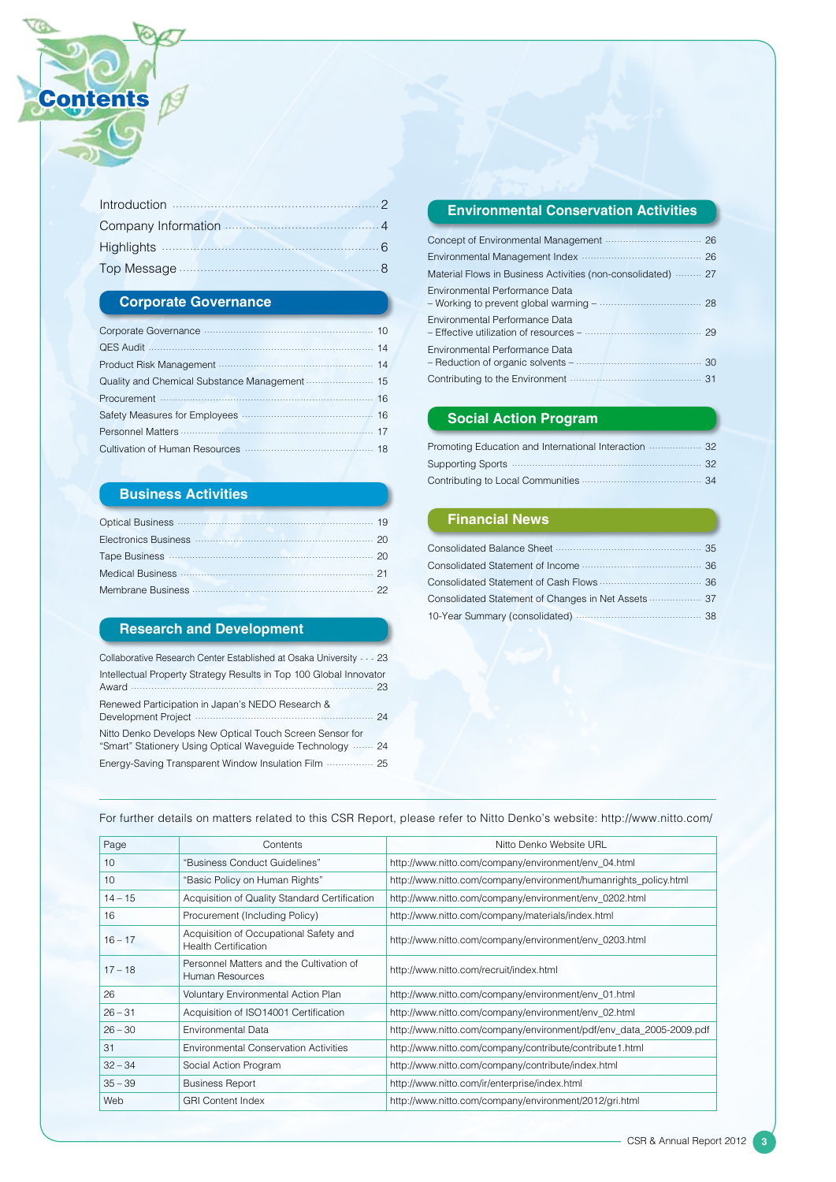# Contents

Introduction ........ 2
Company Information ........ 4
Highlights ........ 6
Top Message ........ 8

## Corporate Governance

Corporate Governance ........ 10
QES Audit ........ 14
Product Risk Management ........ 14
Quality and Chemical Substance Management ........ 15
Procurement ........ 16
Safety Measures for Employees ........ 16
Personnel Matters ........ 17
Cultivation of Human Resources ........ 18

## Business Activities

Optical Business ........ 19
Electronics Business ........ 20
Tape Business ........ 20
Medical Business ........ 21
Membrane Business ........ 22

## Research and Development

Collaborative Research Center Established at Osaka University ........ 23
Intellectual Property Strategy Results in Top 100 Global Innovator Award ........ 23
Renewed Participation in Japan's NEDO Research & Development Project ........ 24
Nitto Denko Develops New Optical Touch Screen Sensor for "Smart" Stationery Using Optical Waveguide Technology ........ 24
Energy-Saving Transparent Window Insulation Film ........ 25

## Environmental Conservation Activities

Concept of Environmental Management ........ 26
Environmental Management Index ........ 26
Material Flows in Business Activities (non-consolidated) ........ 27
Environmental Performance Data – Working to prevent global warming – ........ 28
Environmental Performance Data – Effective utilization of resources – ........ 29
Environmental Performance Data – Reduction of organic solvents – ........ 30
Contributing to the Environment ........ 31

## Social Action Program

Promoting Education and International Interaction ........ 32
Supporting Sports ........ 32
Contributing to Local Communities ........ 34

## Financial News

Consolidated Balance Sheet ........ 35
Consolidated Statement of Income ........ 36
Consolidated Statement of Cash Flows ........ 36
Consolidated Statement of Changes in Net Assets ........ 37
10-Year Summary (consolidated) ........ 38

For further details on matters related to this CSR Report, please refer to Nitto Denko's website: http://www.nitto.com/

| Page | Contents | Nitto Denko Website URL |
|---|---|---|
| 10 | "Business Conduct Guidelines" | http://www.nitto.com/company/environment/env_04.html |
| 10 | "Basic Policy on Human Rights" | http://www.nitto.com/company/environment/humanrights_policy.html |
| 14 – 15 | Acquisition of Quality Standard Certification | http://www.nitto.com/company/environment/env_0202.html |
| 16 | Procurement (Including Policy) | http://www.nitto.com/company/materials/index.html |
| 16 – 17 | Acquisition of Occupational Safety and Health Certification | http://www.nitto.com/company/environment/env_0203.html |
| 17 – 18 | Personnel Matters and the Cultivation of Human Resources | http://www.nitto.com/recruit/index.html |
| 26 | Voluntary Environmental Action Plan | http://www.nitto.com/company/environment/env_01.html |
| 26 – 31 | Acquisition of ISO14001 Certification | http://www.nitto.com/company/environment/env_02.html |
| 26 – 30 | Environmental Data | http://www.nitto.com/company/environment/pdf/env_data_2005-2009.pdf |
| 31 | Environmental Conservation Activities | http://www.nitto.com/company/contribute/contribute1.html |
| 32 – 34 | Social Action Program | http://www.nitto.com/company/contribute/index.html |
| 35 – 39 | Business Report | http://www.nitto.com/ir/enterprise/index.html |
| Web | GRI Content Index | http://www.nitto.com/company/environment/2012/gri.html |